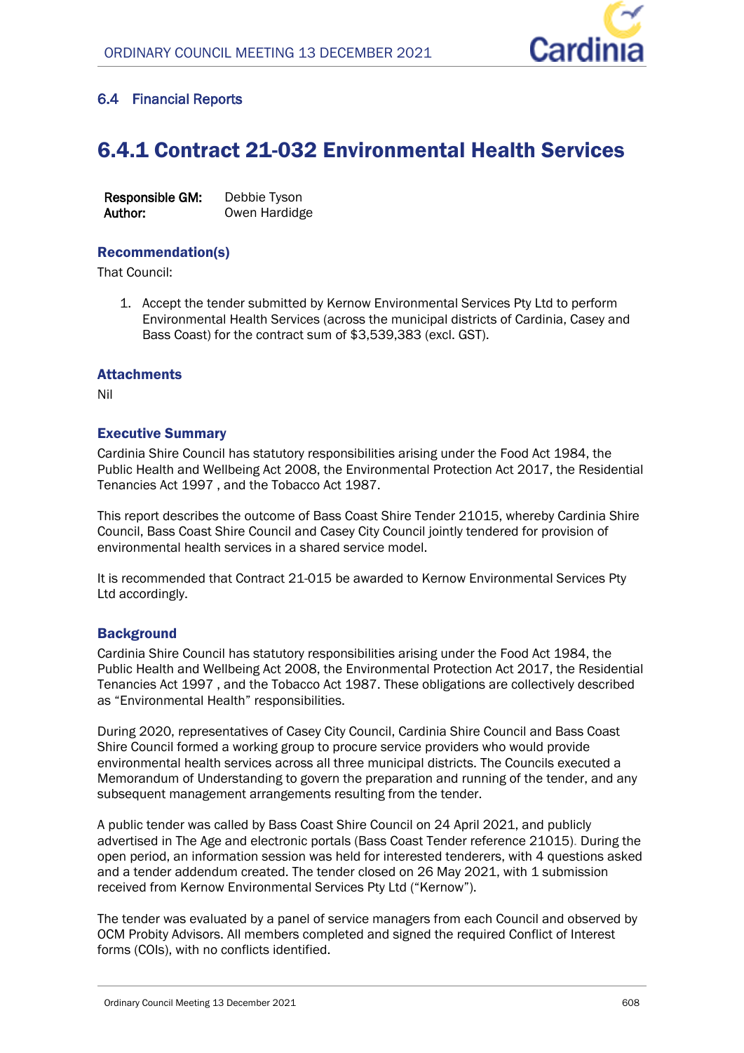## 6.4 Financial Reports

# 6.4.1 Contract 21-032 Environmental Health Services

**Responsible GM:** Debbie Tyson
**Author:** Owen Hardidge

### Recommendation(s)

That Council:

1. Accept the tender submitted by Kernow Environmental Services Pty Ltd to perform Environmental Health Services (across the municipal districts of Cardinia, Casey and Bass Coast) for the contract sum of $3,539,383 (excl. GST).

### Attachments

Nil

### Executive Summary

Cardinia Shire Council has statutory responsibilities arising under the Food Act 1984, the Public Health and Wellbeing Act 2008, the Environmental Protection Act 2017, the Residential Tenancies Act 1997 , and the Tobacco Act 1987.

This report describes the outcome of Bass Coast Shire Tender 21015, whereby Cardinia Shire Council, Bass Coast Shire Council and Casey City Council jointly tendered for provision of environmental health services in a shared service model.

It is recommended that Contract 21-015 be awarded to Kernow Environmental Services Pty Ltd accordingly.

### Background

Cardinia Shire Council has statutory responsibilities arising under the Food Act 1984, the Public Health and Wellbeing Act 2008, the Environmental Protection Act 2017, the Residential Tenancies Act 1997 , and the Tobacco Act 1987. These obligations are collectively described as "Environmental Health" responsibilities.

During 2020, representatives of Casey City Council, Cardinia Shire Council and Bass Coast Shire Council formed a working group to procure service providers who would provide environmental health services across all three municipal districts. The Councils executed a Memorandum of Understanding to govern the preparation and running of the tender, and any subsequent management arrangements resulting from the tender.

A public tender was called by Bass Coast Shire Council on 24 April 2021, and publicly advertised in The Age and electronic portals (Bass Coast Tender reference 21015). During the open period, an information session was held for interested tenderers, with 4 questions asked and a tender addendum created. The tender closed on 26 May 2021, with 1 submission received from Kernow Environmental Services Pty Ltd ("Kernow").

The tender was evaluated by a panel of service managers from each Council and observed by OCM Probity Advisors. All members completed and signed the required Conflict of Interest forms (COIs), with no conflicts identified.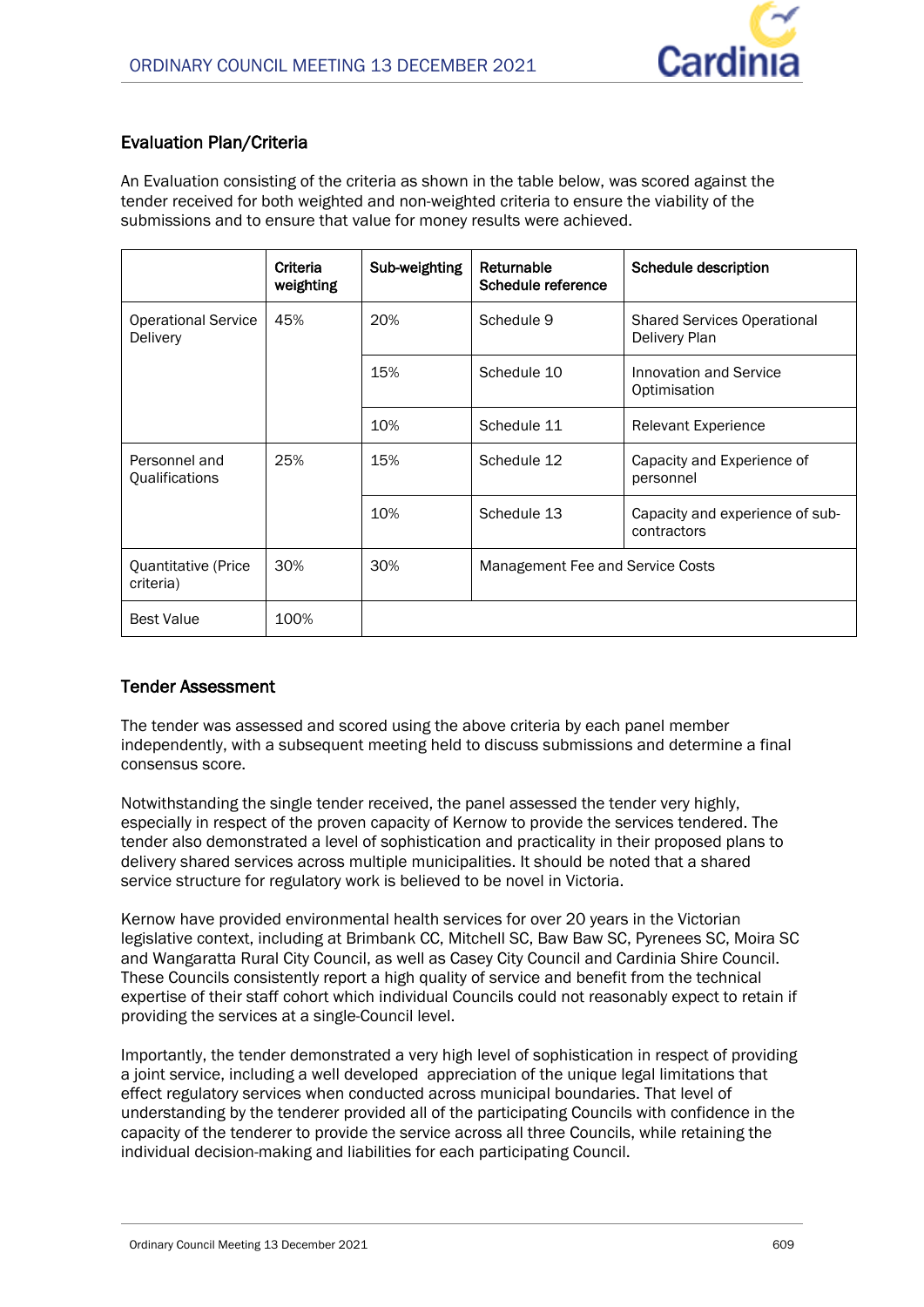## Evaluation Plan/Criteria

An Evaluation consisting of the criteria as shown in the table below, was scored against the tender received for both weighted and non-weighted criteria to ensure the viability of the submissions and to ensure that value for money results were achieved.

| | Criteria weighting | Sub-weighting | Returnable Schedule reference | Schedule description |
|---|---|---|---|---|
| Operational Service Delivery | 45% | 20% | Schedule 9 | Shared Services Operational Delivery Plan |
| | | 15% | Schedule 10 | Innovation and Service Optimisation |
| | | 10% | Schedule 11 | Relevant Experience |
| Personnel and Qualifications | 25% | 15% | Schedule 12 | Capacity and Experience of personnel |
| | | 10% | Schedule 13 | Capacity and experience of sub-contractors |
| Quantitative (Price criteria) | 30% | 30% | Management Fee and Service Costs | |
| Best Value | 100% | | | |

## Tender Assessment

The tender was assessed and scored using the above criteria by each panel member independently, with a subsequent meeting held to discuss submissions and determine a final consensus score.

Notwithstanding the single tender received, the panel assessed the tender very highly, especially in respect of the proven capacity of Kernow to provide the services tendered. The tender also demonstrated a level of sophistication and practicality in their proposed plans to delivery shared services across multiple municipalities. It should be noted that a shared service structure for regulatory work is believed to be novel in Victoria.

Kernow have provided environmental health services for over 20 years in the Victorian legislative context, including at Brimbank CC, Mitchell SC, Baw Baw SC, Pyrenees SC, Moira SC and Wangaratta Rural City Council, as well as Casey City Council and Cardinia Shire Council. These Councils consistently report a high quality of service and benefit from the technical expertise of their staff cohort which individual Councils could not reasonably expect to retain if providing the services at a single-Council level.

Importantly, the tender demonstrated a very high level of sophistication in respect of providing a joint service, including a well developed appreciation of the unique legal limitations that effect regulatory services when conducted across municipal boundaries. That level of understanding by the tenderer provided all of the participating Councils with confidence in the capacity of the tenderer to provide the service across all three Councils, while retaining the individual decision-making and liabilities for each participating Council.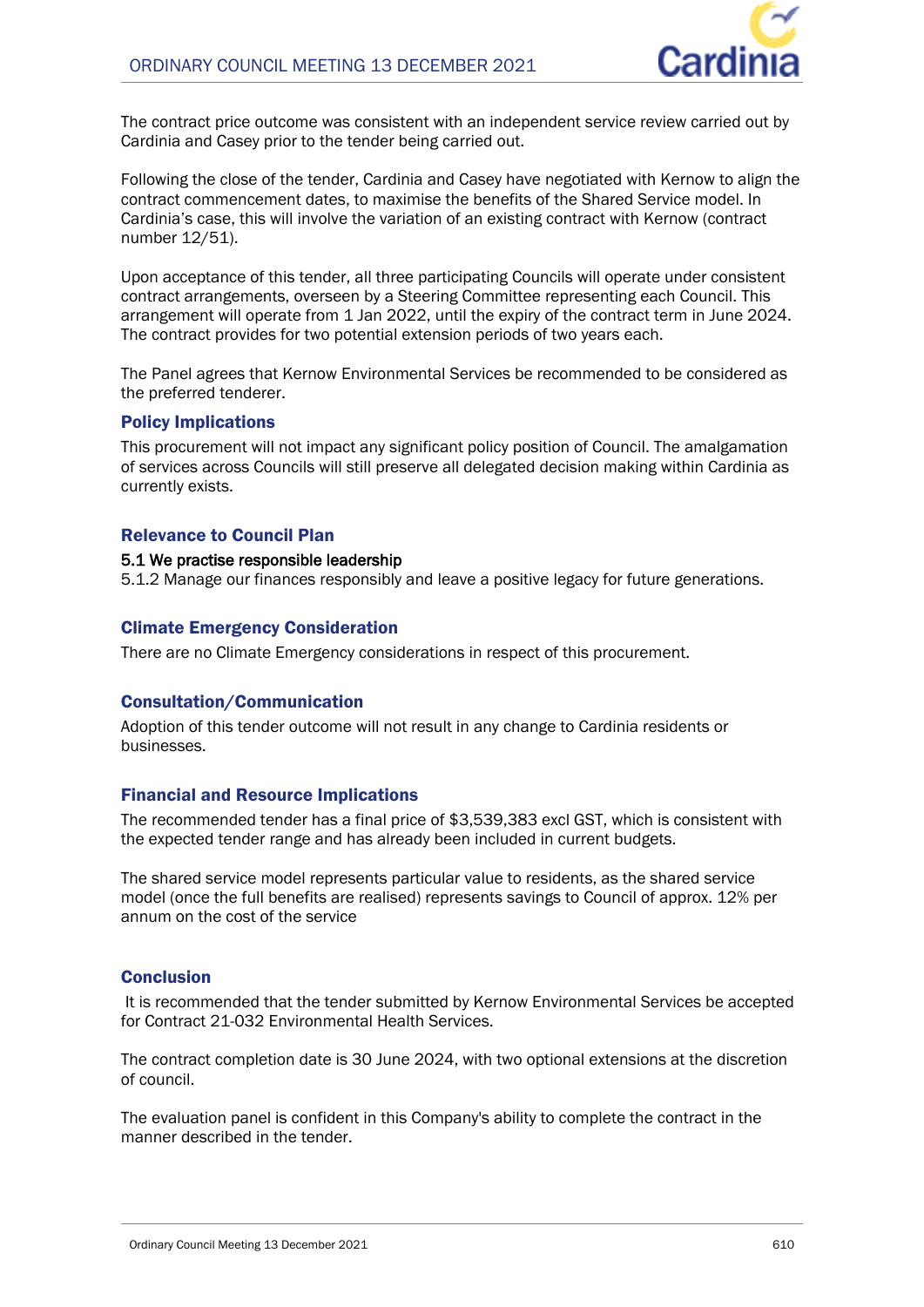The contract price outcome was consistent with an independent service review carried out by Cardinia and Casey prior to the tender being carried out.

Following the close of the tender, Cardinia and Casey have negotiated with Kernow to align the contract commencement dates, to maximise the benefits of the Shared Service model. In Cardinia's case, this will involve the variation of an existing contract with Kernow (contract number 12/51).

Upon acceptance of this tender, all three participating Councils will operate under consistent contract arrangements, overseen by a Steering Committee representing each Council. This arrangement will operate from 1 Jan 2022, until the expiry of the contract term in June 2024. The contract provides for two potential extension periods of two years each.

The Panel agrees that Kernow Environmental Services be recommended to be considered as the preferred tenderer.

## Policy Implications

This procurement will not impact any significant policy position of Council. The amalgamation of services across Councils will still preserve all delegated decision making within Cardinia as currently exists.

## Relevance to Council Plan

5.1 We practise responsible leadership
5.1.2 Manage our finances responsibly and leave a positive legacy for future generations.

## Climate Emergency Consideration

There are no Climate Emergency considerations in respect of this procurement.

## Consultation/Communication

Adoption of this tender outcome will not result in any change to Cardinia residents or businesses.

## Financial and Resource Implications

The recommended tender has a final price of $3,539,383 excl GST, which is consistent with the expected tender range and has already been included in current budgets.

The shared service model represents particular value to residents, as the shared service model (once the full benefits are realised) represents savings to Council of approx. 12% per annum on the cost of the service

## Conclusion

It is recommended that the tender submitted by Kernow Environmental Services be accepted for Contract 21-032 Environmental Health Services.

The contract completion date is 30 June 2024, with two optional extensions at the discretion of council.

The evaluation panel is confident in this Company's ability to complete the contract in the manner described in the tender.